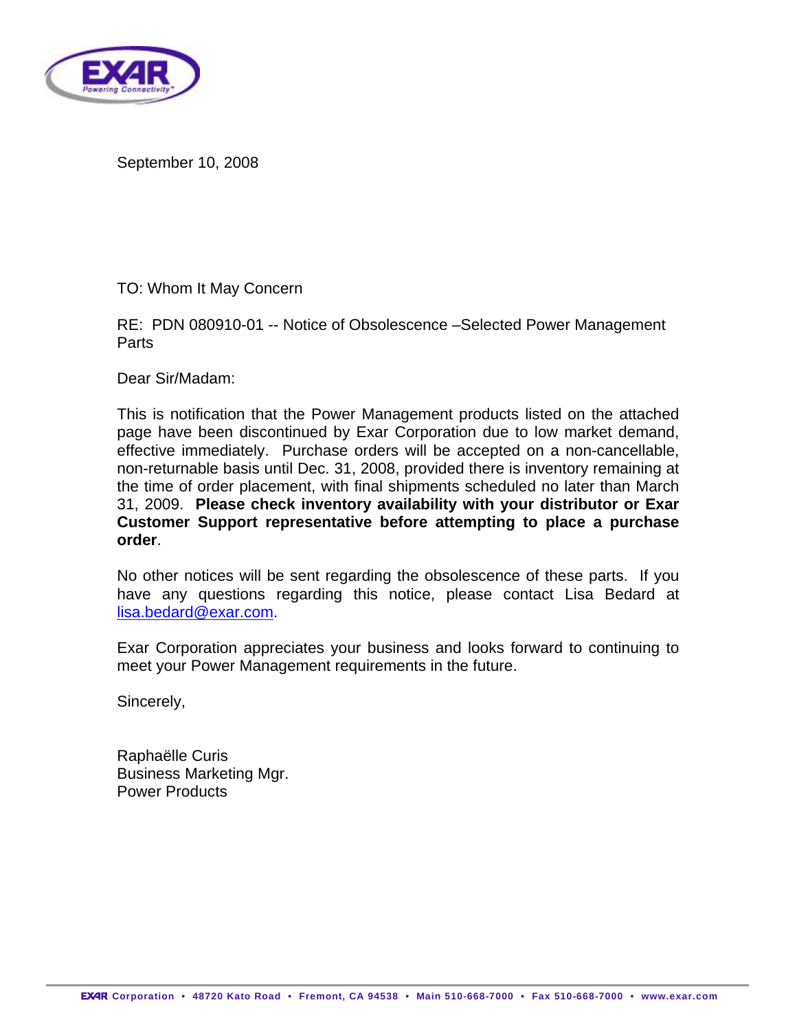September 10, 2008

TO: Whom It May Concern

RE: PDN 080910-01 -- Notice of Obsolescence –Selected Power Management Parts

Dear Sir/Madam:

This is notification that the Power Management products listed on the attached page have been discontinued by Exar Corporation due to low market demand, effective immediately. Purchase orders will be accepted on a non-cancellable, non-returnable basis until Dec. 31, 2008, provided there is inventory remaining at the time of order placement, with final shipments scheduled no later than March 31, 2009. **Please check inventory availability with your distributor or Exar Customer Support representative before attempting to place a purchase order**.

No other notices will be sent regarding the obsolescence of these parts. If you have any questions regarding this notice, please contact Lisa Bedard at lisa.bedard@exar.com.

Exar Corporation appreciates your business and looks forward to continuing to meet your Power Management requirements in the future.

Sincerely,

Raphaëlle Curis
Business Marketing Mgr.
Power Products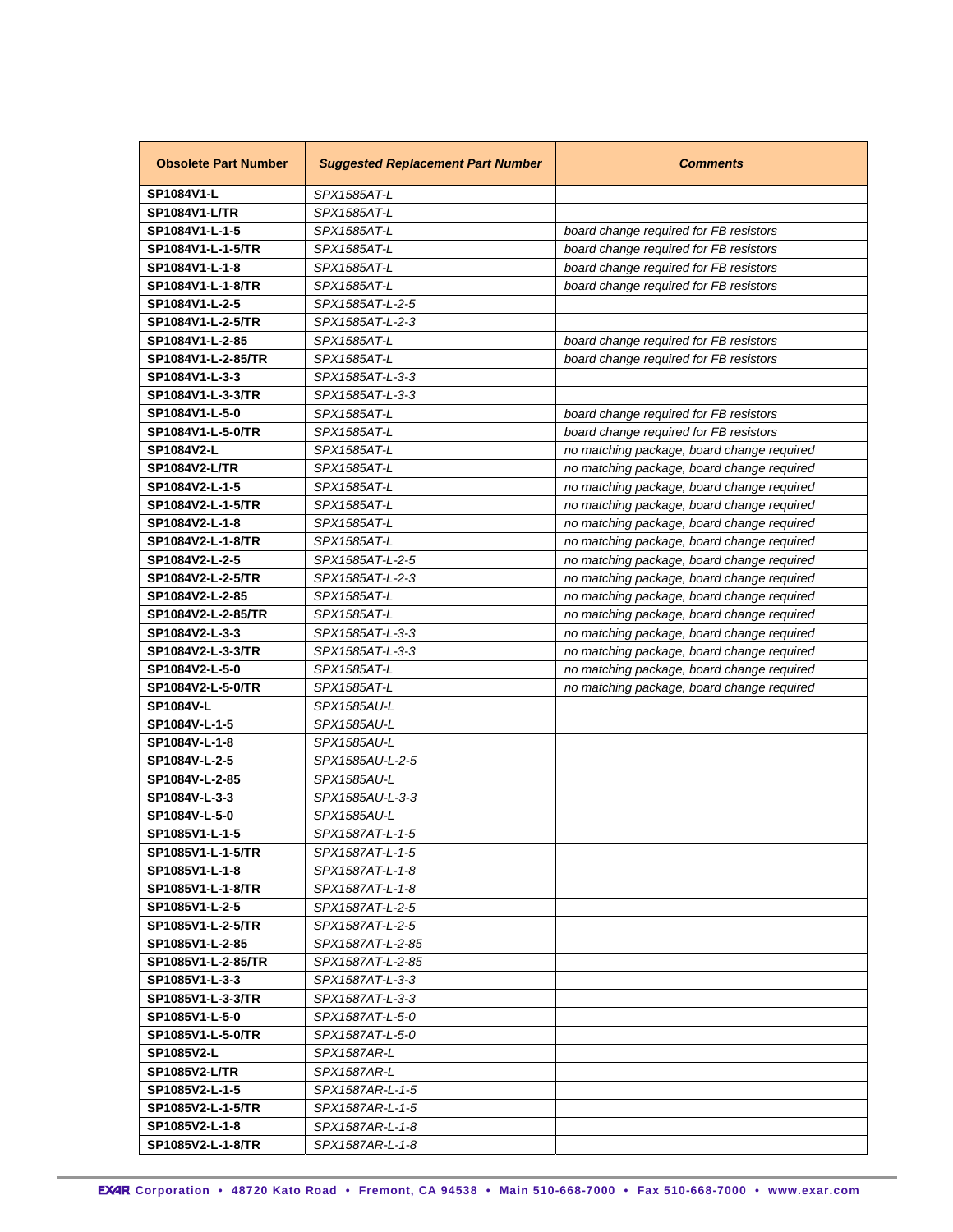| Obsolete Part Number | *Suggested Replacement Part Number* | *Comments* |
|---|---|---|
| **SP1084V1-L** | *SPX1585AT-L* | |
| **SP1084V1-L/TR** | *SPX1585AT-L* | |
| **SP1084V1-L-1-5** | *SPX1585AT-L* | *board change required for FB resistors* |
| **SP1084V1-L-1-5/TR** | *SPX1585AT-L* | *board change required for FB resistors* |
| **SP1084V1-L-1-8** | *SPX1585AT-L* | *board change required for FB resistors* |
| **SP1084V1-L-1-8/TR** | *SPX1585AT-L* | *board change required for FB resistors* |
| **SP1084V1-L-2-5** | *SPX1585AT-L-2-5* | |
| **SP1084V1-L-2-5/TR** | *SPX1585AT-L-2-3* | |
| **SP1084V1-L-2-85** | *SPX1585AT-L* | *board change required for FB resistors* |
| **SP1084V1-L-2-85/TR** | *SPX1585AT-L* | *board change required for FB resistors* |
| **SP1084V1-L-3-3** | *SPX1585AT-L-3-3* | |
| **SP1084V1-L-3-3/TR** | *SPX1585AT-L-3-3* | |
| **SP1084V1-L-5-0** | *SPX1585AT-L* | *board change required for FB resistors* |
| **SP1084V1-L-5-0/TR** | *SPX1585AT-L* | *board change required for FB resistors* |
| **SP1084V2-L** | *SPX1585AT-L* | *no matching package, board change required* |
| **SP1084V2-L/TR** | *SPX1585AT-L* | *no matching package, board change required* |
| **SP1084V2-L-1-5** | *SPX1585AT-L* | *no matching package, board change required* |
| **SP1084V2-L-1-5/TR** | *SPX1585AT-L* | *no matching package, board change required* |
| **SP1084V2-L-1-8** | *SPX1585AT-L* | *no matching package, board change required* |
| **SP1084V2-L-1-8/TR** | *SPX1585AT-L* | *no matching package, board change required* |
| **SP1084V2-L-2-5** | *SPX1585AT-L-2-5* | *no matching package, board change required* |
| **SP1084V2-L-2-5/TR** | *SPX1585AT-L-2-3* | *no matching package, board change required* |
| **SP1084V2-L-2-85** | *SPX1585AT-L* | *no matching package, board change required* |
| **SP1084V2-L-2-85/TR** | *SPX1585AT-L* | *no matching package, board change required* |
| **SP1084V2-L-3-3** | *SPX1585AT-L-3-3* | *no matching package, board change required* |
| **SP1084V2-L-3-3/TR** | *SPX1585AT-L-3-3* | *no matching package, board change required* |
| **SP1084V2-L-5-0** | *SPX1585AT-L* | *no matching package, board change required* |
| **SP1084V2-L-5-0/TR** | *SPX1585AT-L* | *no matching package, board change required* |
| **SP1084V-L** | *SPX1585AU-L* | |
| **SP1084V-L-1-5** | *SPX1585AU-L* | |
| **SP1084V-L-1-8** | *SPX1585AU-L* | |
| **SP1084V-L-2-5** | *SPX1585AU-L-2-5* | |
| **SP1084V-L-2-85** | *SPX1585AU-L* | |
| **SP1084V-L-3-3** | *SPX1585AU-L-3-3* | |
| **SP1084V-L-5-0** | *SPX1585AU-L* | |
| **SP1085V1-L-1-5** | *SPX1587AT-L-1-5* | |
| **SP1085V1-L-1-5/TR** | *SPX1587AT-L-1-5* | |
| **SP1085V1-L-1-8** | *SPX1587AT-L-1-8* | |
| **SP1085V1-L-1-8/TR** | *SPX1587AT-L-1-8* | |
| **SP1085V1-L-2-5** | *SPX1587AT-L-2-5* | |
| **SP1085V1-L-2-5/TR** | *SPX1587AT-L-2-5* | |
| **SP1085V1-L-2-85** | *SPX1587AT-L-2-85* | |
| **SP1085V1-L-2-85/TR** | *SPX1587AT-L-2-85* | |
| **SP1085V1-L-3-3** | *SPX1587AT-L-3-3* | |
| **SP1085V1-L-3-3/TR** | *SPX1587AT-L-3-3* | |
| **SP1085V1-L-5-0** | *SPX1587AT-L-5-0* | |
| **SP1085V1-L-5-0/TR** | *SPX1587AT-L-5-0* | |
| **SP1085V2-L** | *SPX1587AR-L* | |
| **SP1085V2-L/TR** | *SPX1587AR-L* | |
| **SP1085V2-L-1-5** | *SPX1587AR-L-1-5* | |
| **SP1085V2-L-1-5/TR** | *SPX1587AR-L-1-5* | |
| **SP1085V2-L-1-8** | *SPX1587AR-L-1-8* | |
| **SP1085V2-L-1-8/TR** | *SPX1587AR-L-1-8* | |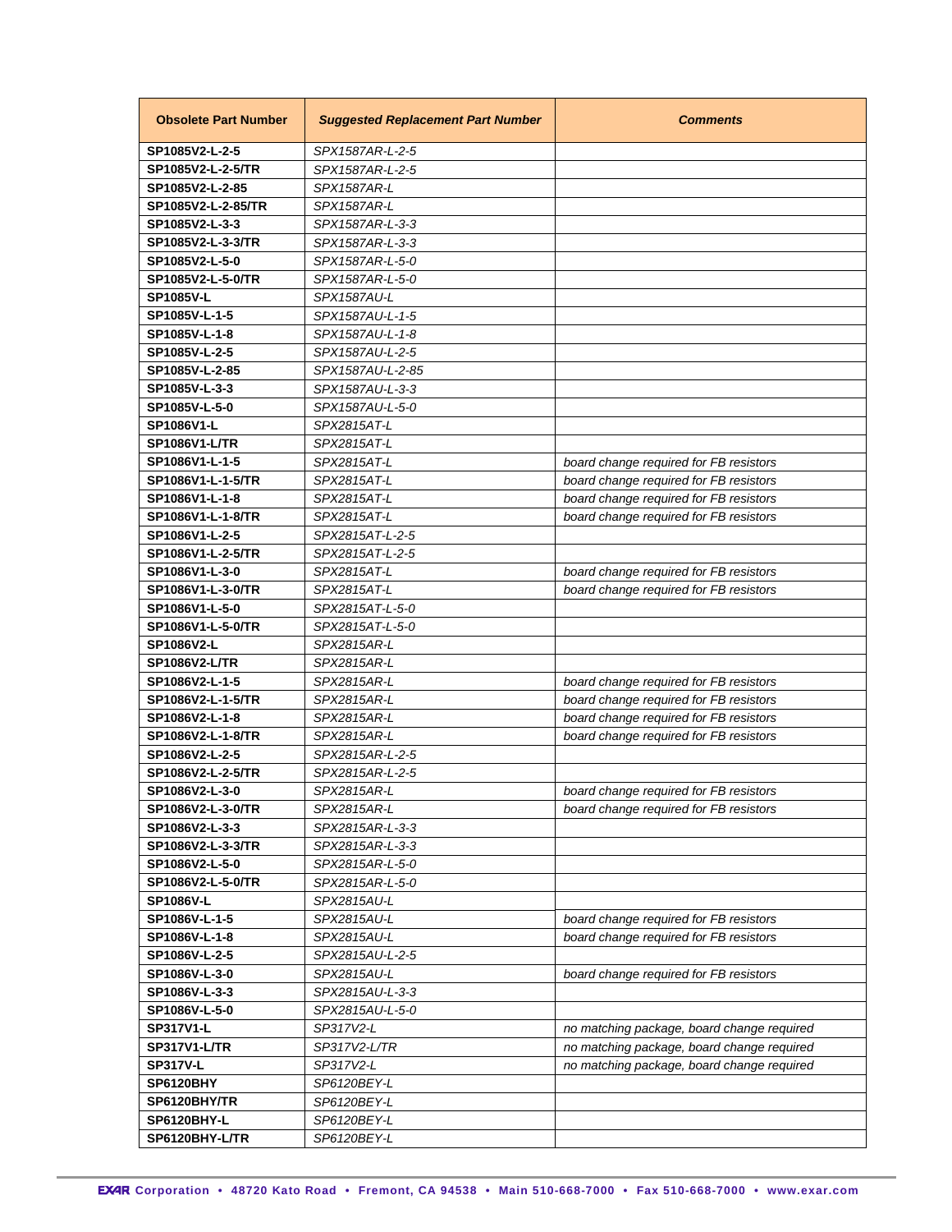| Obsolete Part Number | *Suggested Replacement Part Number* | *Comments* |
|---|---|---|
| **SP1085V2-L-2-5** | *SPX1587AR-L-2-5* | |
| **SP1085V2-L-2-5/TR** | *SPX1587AR-L-2-5* | |
| **SP1085V2-L-2-85** | *SPX1587AR-L* | |
| **SP1085V2-L-2-85/TR** | *SPX1587AR-L* | |
| **SP1085V2-L-3-3** | *SPX1587AR-L-3-3* | |
| **SP1085V2-L-3-3/TR** | *SPX1587AR-L-3-3* | |
| **SP1085V2-L-5-0** | *SPX1587AR-L-5-0* | |
| **SP1085V2-L-5-0/TR** | *SPX1587AR-L-5-0* | |
| **SP1085V-L** | *SPX1587AU-L* | |
| **SP1085V-L-1-5** | *SPX1587AU-L-1-5* | |
| **SP1085V-L-1-8** | *SPX1587AU-L-1-8* | |
| **SP1085V-L-2-5** | *SPX1587AU-L-2-5* | |
| **SP1085V-L-2-85** | *SPX1587AU-L-2-85* | |
| **SP1085V-L-3-3** | *SPX1587AU-L-3-3* | |
| **SP1085V-L-5-0** | *SPX1587AU-L-5-0* | |
| **SP1086V1-L** | *SPX2815AT-L* | |
| **SP1086V1-L/TR** | *SPX2815AT-L* | |
| **SP1086V1-L-1-5** | *SPX2815AT-L* | *board change required for FB resistors* |
| **SP1086V1-L-1-5/TR** | *SPX2815AT-L* | *board change required for FB resistors* |
| **SP1086V1-L-1-8** | *SPX2815AT-L* | *board change required for FB resistors* |
| **SP1086V1-L-1-8/TR** | *SPX2815AT-L* | *board change required for FB resistors* |
| **SP1086V1-L-2-5** | *SPX2815AT-L-2-5* | |
| **SP1086V1-L-2-5/TR** | *SPX2815AT-L-2-5* | |
| **SP1086V1-L-3-0** | *SPX2815AT-L* | *board change required for FB resistors* |
| **SP1086V1-L-3-0/TR** | *SPX2815AT-L* | *board change required for FB resistors* |
| **SP1086V1-L-5-0** | *SPX2815AT-L-5-0* | |
| **SP1086V1-L-5-0/TR** | *SPX2815AT-L-5-0* | |
| **SP1086V2-L** | *SPX2815AR-L* | |
| **SP1086V2-L/TR** | *SPX2815AR-L* | |
| **SP1086V2-L-1-5** | *SPX2815AR-L* | *board change required for FB resistors* |
| **SP1086V2-L-1-5/TR** | *SPX2815AR-L* | *board change required for FB resistors* |
| **SP1086V2-L-1-8** | *SPX2815AR-L* | *board change required for FB resistors* |
| **SP1086V2-L-1-8/TR** | *SPX2815AR-L* | *board change required for FB resistors* |
| **SP1086V2-L-2-5** | *SPX2815AR-L-2-5* | |
| **SP1086V2-L-2-5/TR** | *SPX2815AR-L-2-5* | |
| **SP1086V2-L-3-0** | *SPX2815AR-L* | *board change required for FB resistors* |
| **SP1086V2-L-3-0/TR** | *SPX2815AR-L* | *board change required for FB resistors* |
| **SP1086V2-L-3-3** | *SPX2815AR-L-3-3* | |
| **SP1086V2-L-3-3/TR** | *SPX2815AR-L-3-3* | |
| **SP1086V2-L-5-0** | *SPX2815AR-L-5-0* | |
| **SP1086V2-L-5-0/TR** | *SPX2815AR-L-5-0* | |
| **SP1086V-L** | *SPX2815AU-L* | |
| **SP1086V-L-1-5** | *SPX2815AU-L* | *board change required for FB resistors* |
| **SP1086V-L-1-8** | *SPX2815AU-L* | *board change required for FB resistors* |
| **SP1086V-L-2-5** | *SPX2815AU-L-2-5* | |
| **SP1086V-L-3-0** | *SPX2815AU-L* | *board change required for FB resistors* |
| **SP1086V-L-3-3** | *SPX2815AU-L-3-3* | |
| **SP1086V-L-5-0** | *SPX2815AU-L-5-0* | |
| **SP317V1-L** | *SP317V2-L* | *no matching package, board change required* |
| **SP317V1-L/TR** | *SP317V2-L/TR* | *no matching package, board change required* |
| **SP317V-L** | *SP317V2-L* | *no matching package, board change required* |
| **SP6120BHY** | *SP6120BEY-L* | |
| **SP6120BHY/TR** | *SP6120BEY-L* | |
| **SP6120BHY-L** | *SP6120BEY-L* | |
| **SP6120BHY-L/TR** | *SP6120BEY-L* | |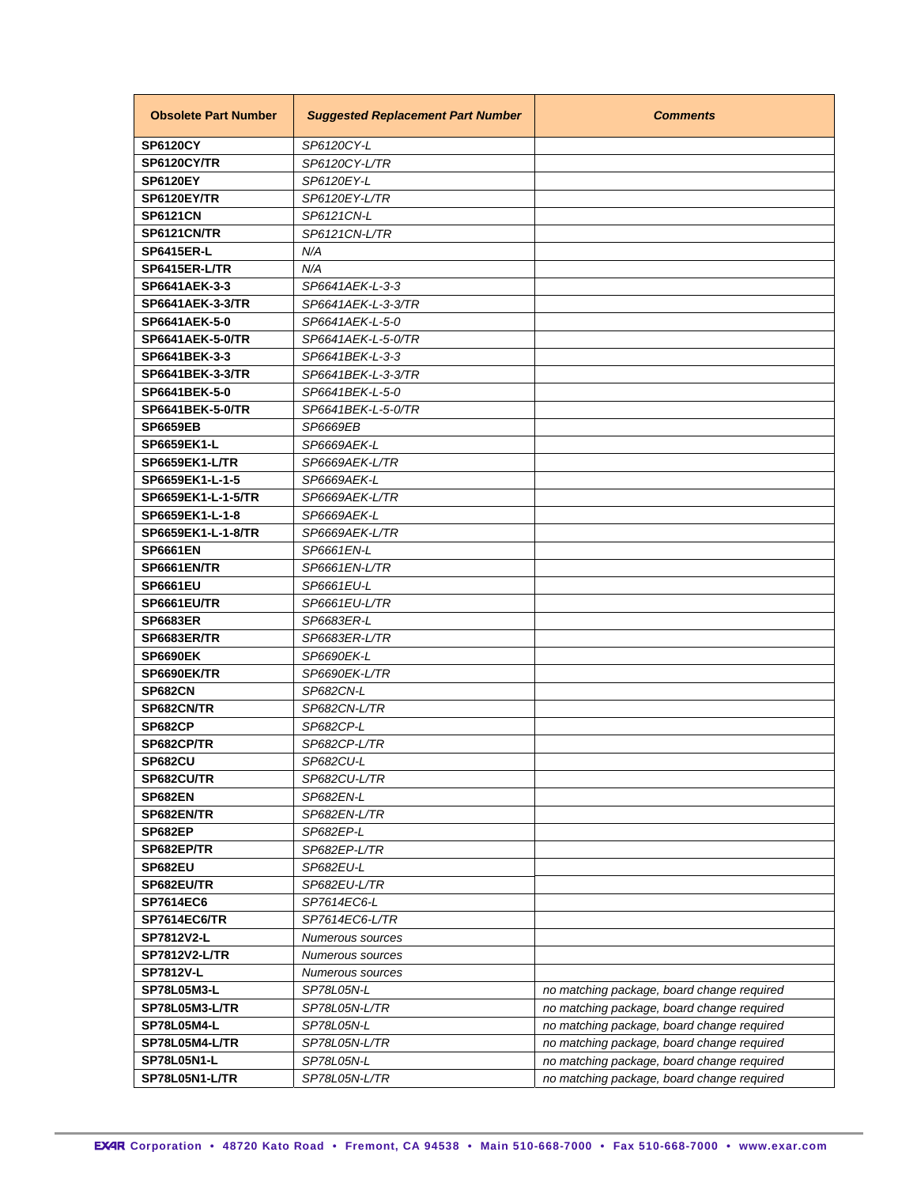| Obsolete Part Number | *Suggested Replacement Part Number* | *Comments* |
|---|---|---|
| **SP6120CY** | *SP6120CY-L* | |
| **SP6120CY/TR** | *SP6120CY-L/TR* | |
| **SP6120EY** | *SP6120EY-L* | |
| **SP6120EY/TR** | *SP6120EY-L/TR* | |
| **SP6121CN** | *SP6121CN-L* | |
| **SP6121CN/TR** | *SP6121CN-L/TR* | |
| **SP6415ER-L** | *N/A* | |
| **SP6415ER-L/TR** | *N/A* | |
| **SP6641AEK-3-3** | *SP6641AEK-L-3-3* | |
| **SP6641AEK-3-3/TR** | *SP6641AEK-L-3-3/TR* | |
| **SP6641AEK-5-0** | *SP6641AEK-L-5-0* | |
| **SP6641AEK-5-0/TR** | *SP6641AEK-L-5-0/TR* | |
| **SP6641BEK-3-3** | *SP6641BEK-L-3-3* | |
| **SP6641BEK-3-3/TR** | *SP6641BEK-L-3-3/TR* | |
| **SP6641BEK-5-0** | *SP6641BEK-L-5-0* | |
| **SP6641BEK-5-0/TR** | *SP6641BEK-L-5-0/TR* | |
| **SP6659EB** | *SP6669EB* | |
| **SP6659EK1-L** | *SP6669AEK-L* | |
| **SP6659EK1-L/TR** | *SP6669AEK-L/TR* | |
| **SP6659EK1-L-1-5** | *SP6669AEK-L* | |
| **SP6659EK1-L-1-5/TR** | *SP6669AEK-L/TR* | |
| **SP6659EK1-L-1-8** | *SP6669AEK-L* | |
| **SP6659EK1-L-1-8/TR** | *SP6669AEK-L/TR* | |
| **SP6661EN** | *SP6661EN-L* | |
| **SP6661EN/TR** | *SP6661EN-L/TR* | |
| **SP6661EU** | *SP6661EU-L* | |
| **SP6661EU/TR** | *SP6661EU-L/TR* | |
| **SP6683ER** | *SP6683ER-L* | |
| **SP6683ER/TR** | *SP6683ER-L/TR* | |
| **SP6690EK** | *SP6690EK-L* | |
| **SP6690EK/TR** | *SP6690EK-L/TR* | |
| **SP682CN** | *SP682CN-L* | |
| **SP682CN/TR** | *SP682CN-L/TR* | |
| **SP682CP** | *SP682CP-L* | |
| **SP682CP/TR** | *SP682CP-L/TR* | |
| **SP682CU** | *SP682CU-L* | |
| **SP682CU/TR** | *SP682CU-L/TR* | |
| **SP682EN** | *SP682EN-L* | |
| **SP682EN/TR** | *SP682EN-L/TR* | |
| **SP682EP** | *SP682EP-L* | |
| **SP682EP/TR** | *SP682EP-L/TR* | |
| **SP682EU** | *SP682EU-L* | |
| **SP682EU/TR** | *SP682EU-L/TR* | |
| **SP7614EC6** | *SP7614EC6-L* | |
| **SP7614EC6/TR** | *SP7614EC6-L/TR* | |
| **SP7812V2-L** | *Numerous sources* | |
| **SP7812V2-L/TR** | *Numerous sources* | |
| **SP7812V-L** | *Numerous sources* | |
| **SP78L05M3-L** | *SP78L05N-L* | *no matching package, board change required* |
| **SP78L05M3-L/TR** | *SP78L05N-L/TR* | *no matching package, board change required* |
| **SP78L05M4-L** | *SP78L05N-L* | *no matching package, board change required* |
| **SP78L05M4-L/TR** | *SP78L05N-L/TR* | *no matching package, board change required* |
| **SP78L05N1-L** | *SP78L05N-L* | *no matching package, board change required* |
| **SP78L05N1-L/TR** | *SP78L05N-L/TR* | *no matching package, board change required* |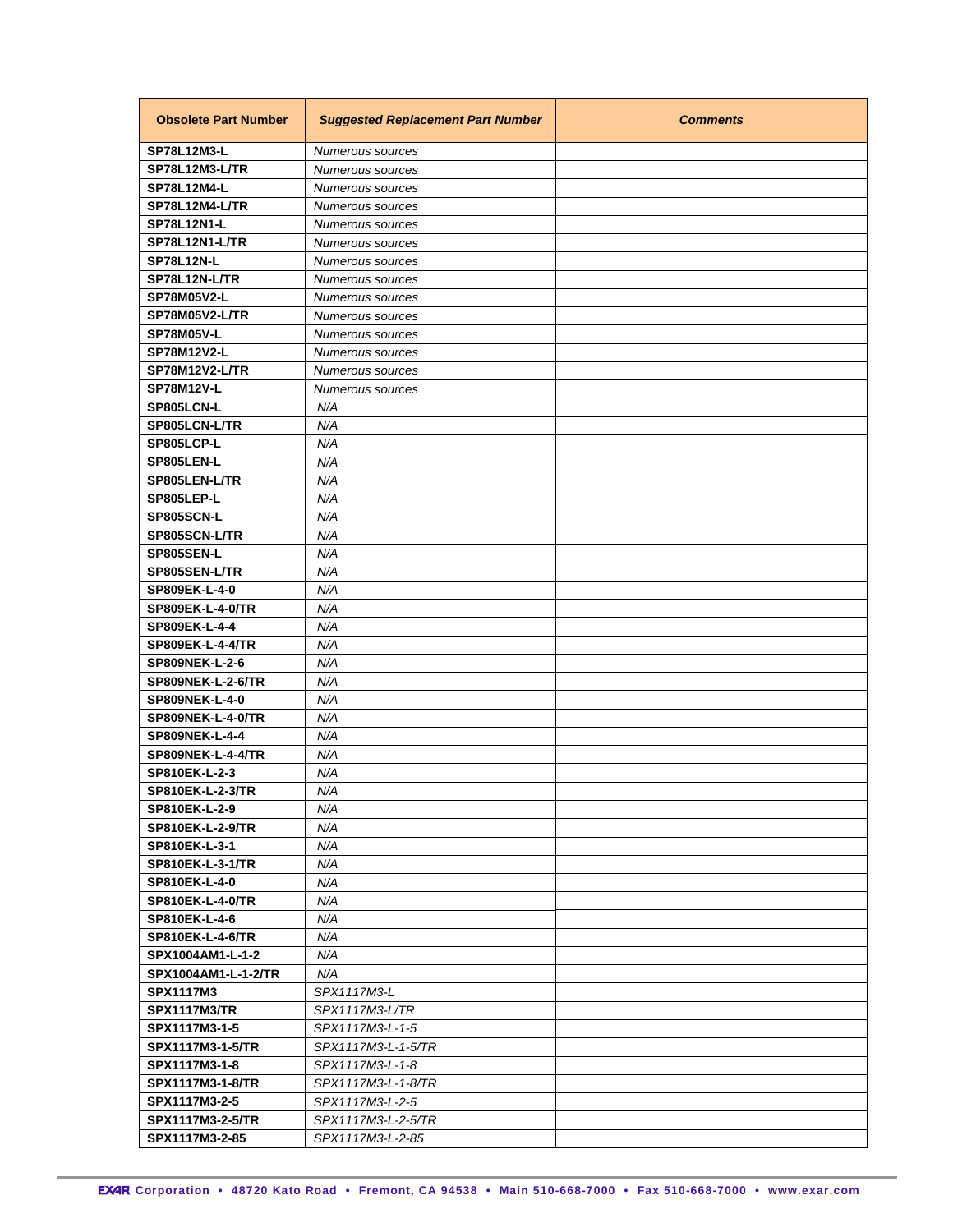| Obsolete Part Number | *Suggested Replacement Part Number* | *Comments* |
|---|---|---|
| **SP78L12M3-L** | *Numerous sources* | |
| **SP78L12M3-L/TR** | *Numerous sources* | |
| **SP78L12M4-L** | *Numerous sources* | |
| **SP78L12M4-L/TR** | *Numerous sources* | |
| **SP78L12N1-L** | *Numerous sources* | |
| **SP78L12N1-L/TR** | *Numerous sources* | |
| **SP78L12N-L** | *Numerous sources* | |
| **SP78L12N-L/TR** | *Numerous sources* | |
| **SP78M05V2-L** | *Numerous sources* | |
| **SP78M05V2-L/TR** | *Numerous sources* | |
| **SP78M05V-L** | *Numerous sources* | |
| **SP78M12V2-L** | *Numerous sources* | |
| **SP78M12V2-L/TR** | *Numerous sources* | |
| **SP78M12V-L** | *Numerous sources* | |
| **SP805LCN-L** | *N/A* | |
| **SP805LCN-L/TR** | *N/A* | |
| **SP805LCP-L** | *N/A* | |
| **SP805LEN-L** | *N/A* | |
| **SP805LEN-L/TR** | *N/A* | |
| **SP805LEP-L** | *N/A* | |
| **SP805SCN-L** | *N/A* | |
| **SP805SCN-L/TR** | *N/A* | |
| **SP805SEN-L** | *N/A* | |
| **SP805SEN-L/TR** | *N/A* | |
| **SP809EK-L-4-0** | *N/A* | |
| **SP809EK-L-4-0/TR** | *N/A* | |
| **SP809EK-L-4-4** | *N/A* | |
| **SP809EK-L-4-4/TR** | *N/A* | |
| **SP809NEK-L-2-6** | *N/A* | |
| **SP809NEK-L-2-6/TR** | *N/A* | |
| **SP809NEK-L-4-0** | *N/A* | |
| **SP809NEK-L-4-0/TR** | *N/A* | |
| **SP809NEK-L-4-4** | *N/A* | |
| **SP809NEK-L-4-4/TR** | *N/A* | |
| **SP810EK-L-2-3** | *N/A* | |
| **SP810EK-L-2-3/TR** | *N/A* | |
| **SP810EK-L-2-9** | *N/A* | |
| **SP810EK-L-2-9/TR** | *N/A* | |
| **SP810EK-L-3-1** | *N/A* | |
| **SP810EK-L-3-1/TR** | *N/A* | |
| **SP810EK-L-4-0** | *N/A* | |
| **SP810EK-L-4-0/TR** | *N/A* | |
| **SP810EK-L-4-6** | *N/A* | |
| **SP810EK-L-4-6/TR** | *N/A* | |
| **SPX1004AM1-L-1-2** | *N/A* | |
| **SPX1004AM1-L-1-2/TR** | *N/A* | |
| **SPX1117M3** | *SPX1117M3-L* | |
| **SPX1117M3/TR** | *SPX1117M3-L/TR* | |
| **SPX1117M3-1-5** | *SPX1117M3-L-1-5* | |
| **SPX1117M3-1-5/TR** | *SPX1117M3-L-1-5/TR* | |
| **SPX1117M3-1-8** | *SPX1117M3-L-1-8* | |
| **SPX1117M3-1-8/TR** | *SPX1117M3-L-1-8/TR* | |
| **SPX1117M3-2-5** | *SPX1117M3-L-2-5* | |
| **SPX1117M3-2-5/TR** | *SPX1117M3-L-2-5/TR* | |
| **SPX1117M3-2-85** | *SPX1117M3-L-2-85* | |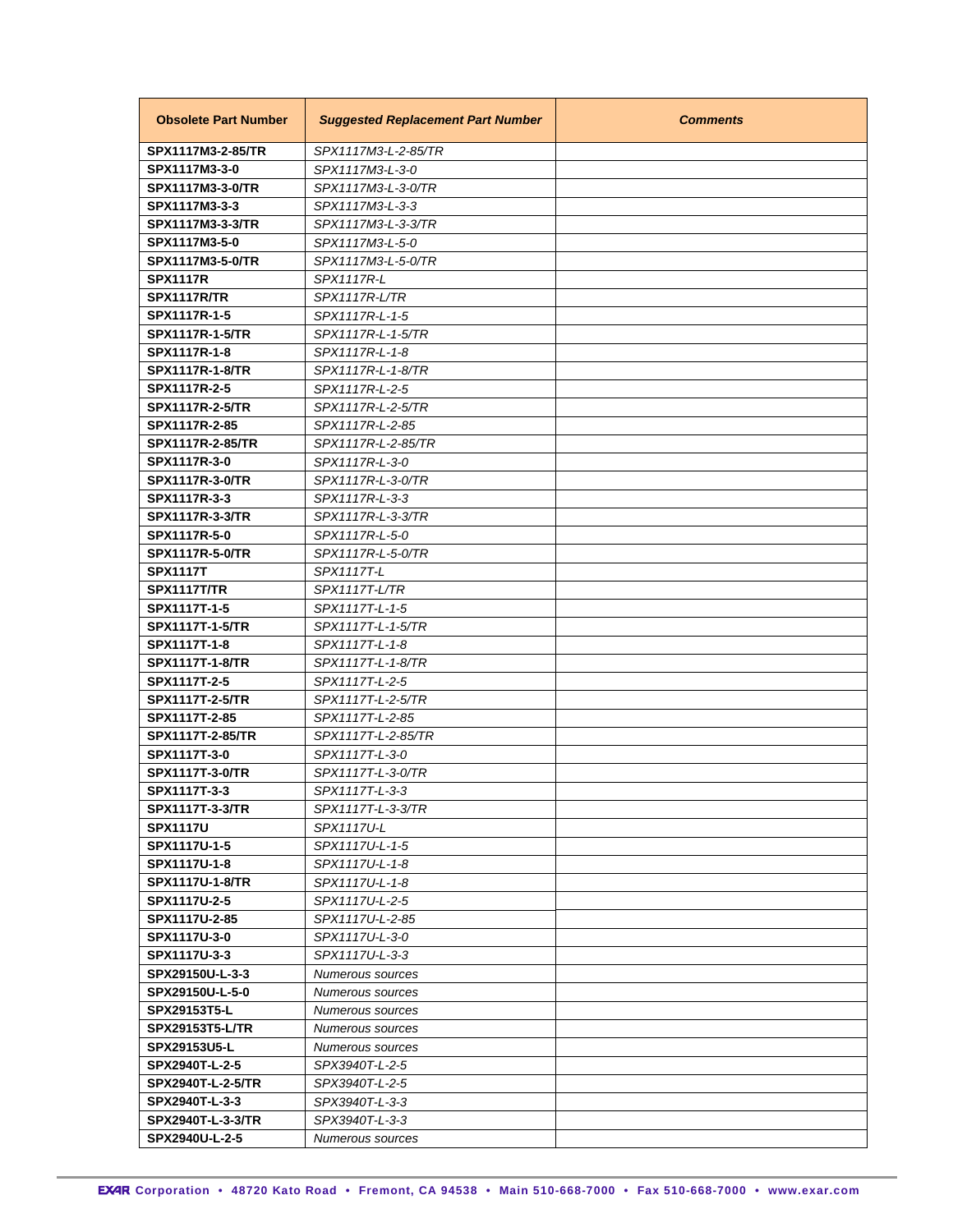| Obsolete Part Number | *Suggested Replacement Part Number* | *Comments* |
|---|---|---|
| **SPX1117M3-2-85/TR** | *SPX1117M3-L-2-85/TR* | |
| **SPX1117M3-3-0** | *SPX1117M3-L-3-0* | |
| **SPX1117M3-3-0/TR** | *SPX1117M3-L-3-0/TR* | |
| **SPX1117M3-3-3** | *SPX1117M3-L-3-3* | |
| **SPX1117M3-3-3/TR** | *SPX1117M3-L-3-3/TR* | |
| **SPX1117M3-5-0** | *SPX1117M3-L-5-0* | |
| **SPX1117M3-5-0/TR** | *SPX1117M3-L-5-0/TR* | |
| **SPX1117R** | *SPX1117R-L* | |
| **SPX1117R/TR** | *SPX1117R-L/TR* | |
| **SPX1117R-1-5** | *SPX1117R-L-1-5* | |
| **SPX1117R-1-5/TR** | *SPX1117R-L-1-5/TR* | |
| **SPX1117R-1-8** | *SPX1117R-L-1-8* | |
| **SPX1117R-1-8/TR** | *SPX1117R-L-1-8/TR* | |
| **SPX1117R-2-5** | *SPX1117R-L-2-5* | |
| **SPX1117R-2-5/TR** | *SPX1117R-L-2-5/TR* | |
| **SPX1117R-2-85** | *SPX1117R-L-2-85* | |
| **SPX1117R-2-85/TR** | *SPX1117R-L-2-85/TR* | |
| **SPX1117R-3-0** | *SPX1117R-L-3-0* | |
| **SPX1117R-3-0/TR** | *SPX1117R-L-3-0/TR* | |
| **SPX1117R-3-3** | *SPX1117R-L-3-3* | |
| **SPX1117R-3-3/TR** | *SPX1117R-L-3-3/TR* | |
| **SPX1117R-5-0** | *SPX1117R-L-5-0* | |
| **SPX1117R-5-0/TR** | *SPX1117R-L-5-0/TR* | |
| **SPX1117T** | *SPX1117T-L* | |
| **SPX1117T/TR** | *SPX1117T-L/TR* | |
| **SPX1117T-1-5** | *SPX1117T-L-1-5* | |
| **SPX1117T-1-5/TR** | *SPX1117T-L-1-5/TR* | |
| **SPX1117T-1-8** | *SPX1117T-L-1-8* | |
| **SPX1117T-1-8/TR** | *SPX1117T-L-1-8/TR* | |
| **SPX1117T-2-5** | *SPX1117T-L-2-5* | |
| **SPX1117T-2-5/TR** | *SPX1117T-L-2-5/TR* | |
| **SPX1117T-2-85** | *SPX1117T-L-2-85* | |
| **SPX1117T-2-85/TR** | *SPX1117T-L-2-85/TR* | |
| **SPX1117T-3-0** | *SPX1117T-L-3-0* | |
| **SPX1117T-3-0/TR** | *SPX1117T-L-3-0/TR* | |
| **SPX1117T-3-3** | *SPX1117T-L-3-3* | |
| **SPX1117T-3-3/TR** | *SPX1117T-L-3-3/TR* | |
| **SPX1117U** | *SPX1117U-L* | |
| **SPX1117U-1-5** | *SPX1117U-L-1-5* | |
| **SPX1117U-1-8** | *SPX1117U-L-1-8* | |
| **SPX1117U-1-8/TR** | *SPX1117U-L-1-8* | |
| **SPX1117U-2-5** | *SPX1117U-L-2-5* | |
| **SPX1117U-2-85** | *SPX1117U-L-2-85* | |
| **SPX1117U-3-0** | *SPX1117U-L-3-0* | |
| **SPX1117U-3-3** | *SPX1117U-L-3-3* | |
| **SPX29150U-L-3-3** | *Numerous sources* | |
| **SPX29150U-L-5-0** | *Numerous sources* | |
| **SPX29153T5-L** | *Numerous sources* | |
| **SPX29153T5-L/TR** | *Numerous sources* | |
| **SPX29153U5-L** | *Numerous sources* | |
| **SPX2940T-L-2-5** | *SPX3940T-L-2-5* | |
| **SPX2940T-L-2-5/TR** | *SPX3940T-L-2-5* | |
| **SPX2940T-L-3-3** | *SPX3940T-L-3-3* | |
| **SPX2940T-L-3-3/TR** | *SPX3940T-L-3-3* | |
| **SPX2940U-L-2-5** | *Numerous sources* | |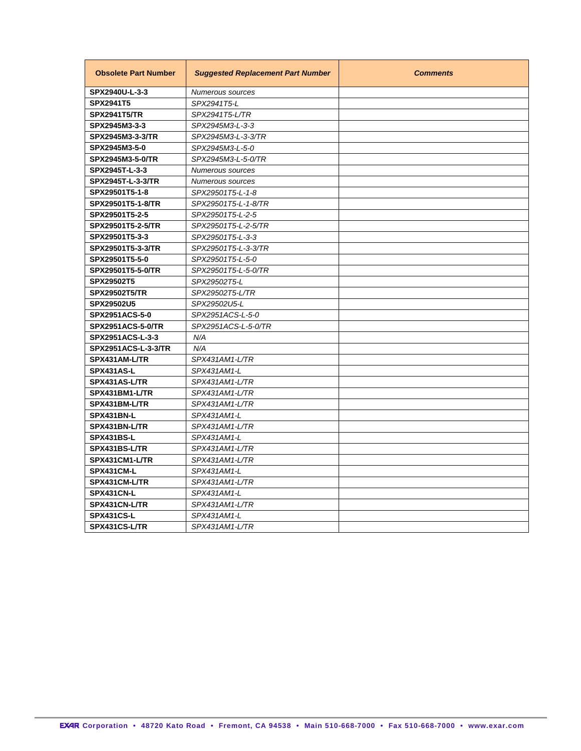| **Obsolete Part Number** | ***Suggested Replacement Part Number*** | ***Comments*** |
|---|---|---|
| **SPX2940U-L-3-3** | *Numerous sources* | |
| **SPX2941T5** | *SPX2941T5-L* | |
| **SPX2941T5/TR** | *SPX2941T5-L/TR* | |
| **SPX2945M3-3-3** | *SPX2945M3-L-3-3* | |
| **SPX2945M3-3-3/TR** | *SPX2945M3-L-3-3/TR* | |
| **SPX2945M3-5-0** | *SPX2945M3-L-5-0* | |
| **SPX2945M3-5-0/TR** | *SPX2945M3-L-5-0/TR* | |
| **SPX2945T-L-3-3** | *Numerous sources* | |
| **SPX2945T-L-3-3/TR** | *Numerous sources* | |
| **SPX29501T5-1-8** | *SPX29501T5-L-1-8* | |
| **SPX29501T5-1-8/TR** | *SPX29501T5-L-1-8/TR* | |
| **SPX29501T5-2-5** | *SPX29501T5-L-2-5* | |
| **SPX29501T5-2-5/TR** | *SPX29501T5-L-2-5/TR* | |
| **SPX29501T5-3-3** | *SPX29501T5-L-3-3* | |
| **SPX29501T5-3-3/TR** | *SPX29501T5-L-3-3/TR* | |
| **SPX29501T5-5-0** | *SPX29501T5-L-5-0* | |
| **SPX29501T5-5-0/TR** | *SPX29501T5-L-5-0/TR* | |
| **SPX29502T5** | *SPX29502T5-L* | |
| **SPX29502T5/TR** | *SPX29502T5-L/TR* | |
| **SPX29502U5** | *SPX29502U5-L* | |
| **SPX2951ACS-5-0** | *SPX2951ACS-L-5-0* | |
| **SPX2951ACS-5-0/TR** | *SPX2951ACS-L-5-0/TR* | |
| **SPX2951ACS-L-3-3** | *N/A* | |
| **SPX2951ACS-L-3-3/TR** | *N/A* | |
| **SPX431AM-L/TR** | *SPX431AM1-L/TR* | |
| **SPX431AS-L** | *SPX431AM1-L* | |
| **SPX431AS-L/TR** | *SPX431AM1-L/TR* | |
| **SPX431BM1-L/TR** | *SPX431AM1-L/TR* | |
| **SPX431BM-L/TR** | *SPX431AM1-L/TR* | |
| **SPX431BN-L** | *SPX431AM1-L* | |
| **SPX431BN-L/TR** | *SPX431AM1-L/TR* | |
| **SPX431BS-L** | *SPX431AM1-L* | |
| **SPX431BS-L/TR** | *SPX431AM1-L/TR* | |
| **SPX431CM1-L/TR** | *SPX431AM1-L/TR* | |
| **SPX431CM-L** | *SPX431AM1-L* | |
| **SPX431CM-L/TR** | *SPX431AM1-L/TR* | |
| **SPX431CN-L** | *SPX431AM1-L* | |
| **SPX431CN-L/TR** | *SPX431AM1-L/TR* | |
| **SPX431CS-L** | *SPX431AM1-L* | |
| **SPX431CS-L/TR** | *SPX431AM1-L/TR* | |

**EXAR Corporation • 48720 Kato Road • Fremont, CA 94538 • Main 510-668-7000 • Fax 510-668-7000 • www.exar.com**